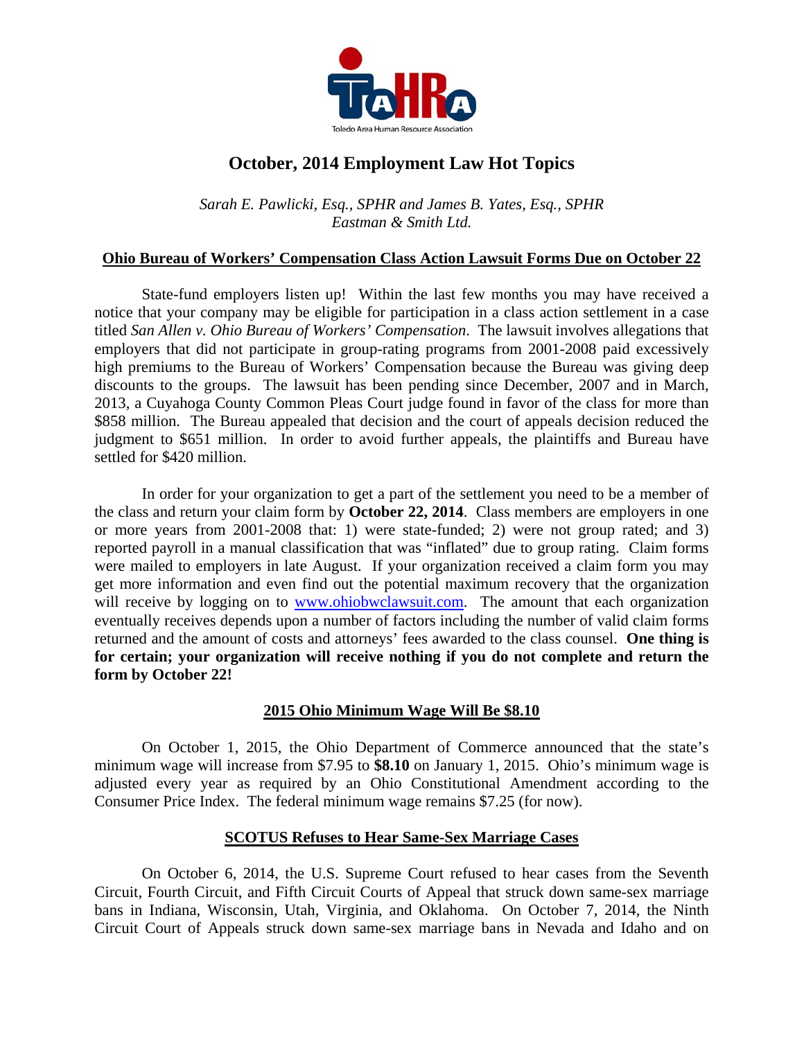# October, 2014 Employment Law Hot Topics

*Sarah E. Pawlicki, Esq., SPHR and James B. Yates, Esq., SPHR*
*Eastman & Smith Ltd.*

## Ohio Bureau of Workers' Compensation Class Action Lawsuit Forms Due on October 22

State-fund employers listen up! Within the last few months you may have received a notice that your company may be eligible for participation in a class action settlement in a case titled *San Allen v. Ohio Bureau of Workers' Compensation*. The lawsuit involves allegations that employers that did not participate in group-rating programs from 2001-2008 paid excessively high premiums to the Bureau of Workers' Compensation because the Bureau was giving deep discounts to the groups. The lawsuit has been pending since December, 2007 and in March, 2013, a Cuyahoga County Common Pleas Court judge found in favor of the class for more than $858 million. The Bureau appealed that decision and the court of appeals decision reduced the judgment to $651 million. In order to avoid further appeals, the plaintiffs and Bureau have settled for $420 million.

In order for your organization to get a part of the settlement you need to be a member of the class and return your claim form by **October 22, 2014**. Class members are employers in one or more years from 2001-2008 that: 1) were state-funded; 2) were not group rated; and 3) reported payroll in a manual classification that was "inflated" due to group rating. Claim forms were mailed to employers in late August. If your organization received a claim form you may get more information and even find out the potential maximum recovery that the organization will receive by logging on to www.ohiobwclawsuit.com. The amount that each organization eventually receives depends upon a number of factors including the number of valid claim forms returned and the amount of costs and attorneys' fees awarded to the class counsel. **One thing is for certain; your organization will receive nothing if you do not complete and return the form by October 22!**

## 2015 Ohio Minimum Wage Will Be $8.10

On October 1, 2015, the Ohio Department of Commerce announced that the state's minimum wage will increase from $7.95 to **$8.10** on January 1, 2015. Ohio's minimum wage is adjusted every year as required by an Ohio Constitutional Amendment according to the Consumer Price Index. The federal minimum wage remains $7.25 (for now).

## SCOTUS Refuses to Hear Same-Sex Marriage Cases

On October 6, 2014, the U.S. Supreme Court refused to hear cases from the Seventh Circuit, Fourth Circuit, and Fifth Circuit Courts of Appeal that struck down same-sex marriage bans in Indiana, Wisconsin, Utah, Virginia, and Oklahoma. On October 7, 2014, the Ninth Circuit Court of Appeals struck down same-sex marriage bans in Nevada and Idaho and on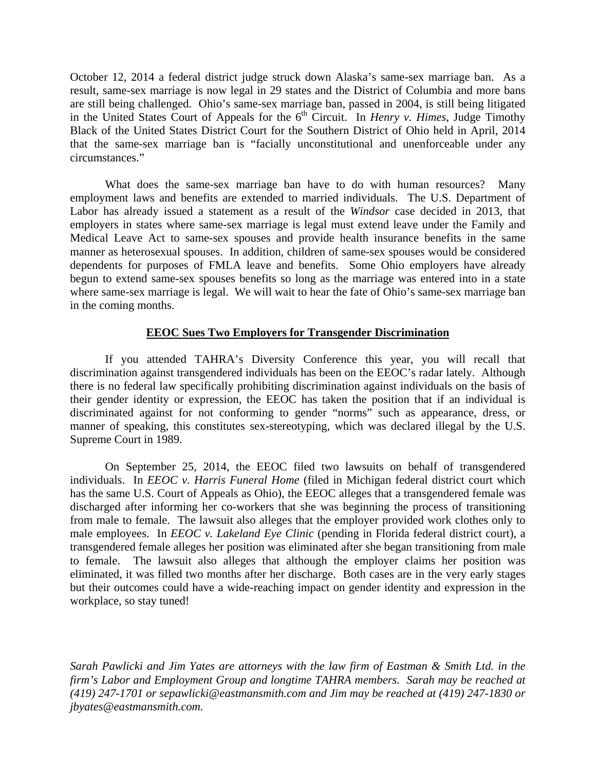October 12, 2014 a federal district judge struck down Alaska's same-sex marriage ban. As a result, same-sex marriage is now legal in 29 states and the District of Columbia and more bans are still being challenged. Ohio's same-sex marriage ban, passed in 2004, is still being litigated in the United States Court of Appeals for the 6th Circuit. In *Henry v. Himes*, Judge Timothy Black of the United States District Court for the Southern District of Ohio held in April, 2014 that the same-sex marriage ban is "facially unconstitutional and unenforceable under any circumstances."

What does the same-sex marriage ban have to do with human resources? Many employment laws and benefits are extended to married individuals. The U.S. Department of Labor has already issued a statement as a result of the *Windsor* case decided in 2013, that employers in states where same-sex marriage is legal must extend leave under the Family and Medical Leave Act to same-sex spouses and provide health insurance benefits in the same manner as heterosexual spouses. In addition, children of same-sex spouses would be considered dependents for purposes of FMLA leave and benefits. Some Ohio employers have already begun to extend same-sex spouses benefits so long as the marriage was entered into in a state where same-sex marriage is legal. We will wait to hear the fate of Ohio's same-sex marriage ban in the coming months.

## EEOC Sues Two Employers for Transgender Discrimination

If you attended TAHRA's Diversity Conference this year, you will recall that discrimination against transgendered individuals has been on the EEOC's radar lately. Although there is no federal law specifically prohibiting discrimination against individuals on the basis of their gender identity or expression, the EEOC has taken the position that if an individual is discriminated against for not conforming to gender "norms" such as appearance, dress, or manner of speaking, this constitutes sex-stereotyping, which was declared illegal by the U.S. Supreme Court in 1989.

On September 25, 2014, the EEOC filed two lawsuits on behalf of transgendered individuals. In *EEOC v. Harris Funeral Home* (filed in Michigan federal district court which has the same U.S. Court of Appeals as Ohio), the EEOC alleges that a transgendered female was discharged after informing her co-workers that she was beginning the process of transitioning from male to female. The lawsuit also alleges that the employer provided work clothes only to male employees. In *EEOC v. Lakeland Eye Clinic* (pending in Florida federal district court), a transgendered female alleges her position was eliminated after she began transitioning from male to female. The lawsuit also alleges that although the employer claims her position was eliminated, it was filled two months after her discharge. Both cases are in the very early stages but their outcomes could have a wide-reaching impact on gender identity and expression in the workplace, so stay tuned!

*Sarah Pawlicki and Jim Yates are attorneys with the law firm of Eastman & Smith Ltd. in the firm's Labor and Employment Group and longtime TAHRA members. Sarah may be reached at (419) 247-1701 or sepawlicki@eastmansmith.com and Jim may be reached at (419) 247-1830 or jbyates@eastmansmith.com.*